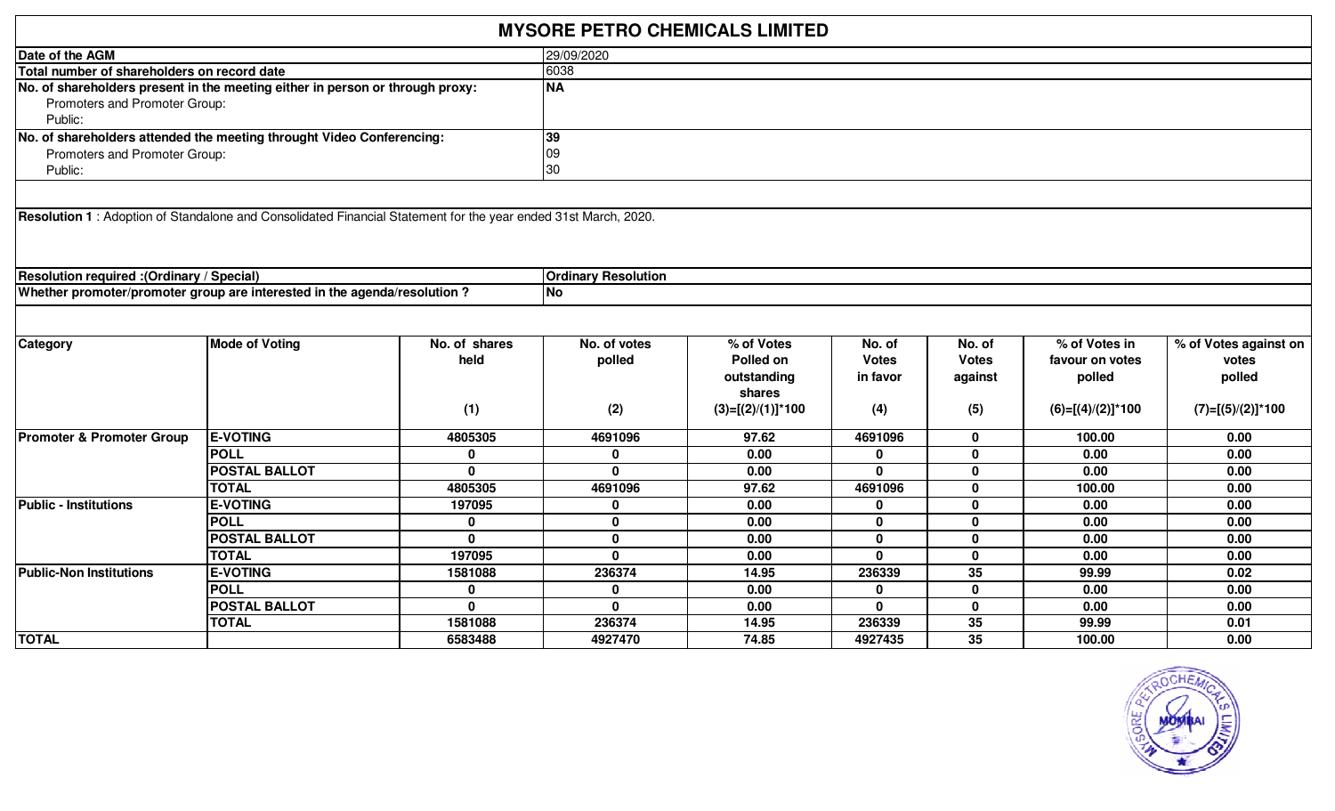# MYSORE PETRO CHEMICALS LIMITED

| | |
|---|---|
| **Date of the AGM** | 29/09/2020 |
| **Total number of shareholders on record date** | 6038 |
| **No. of shareholders present in the meeting either in person or through proxy:** | **NA** |
| Promoters and Promoter Group: | |
| Public: | |
| **No. of shareholders attended the meeting throught Video Conferencing:** | **39** |
| Promoters and Promoter Group: | 09 |
| Public: | 30 |

**Resolution 1** : Adoption of Standalone and Consolidated Financial Statement for the year ended 31st March, 2020.

| | |
|---|---|
| **Resolution required :(Ordinary / Special)** | **Ordinary Resolution** |
| **Whether promoter/promoter group are interested in the agenda/resolution ?** | **No** |

| Category | Mode of Voting | No. of shares held (1) | No. of votes polled (2) | % of Votes Polled on outstanding shares (3)=[(2)/(1)]*100 | No. of Votes in favor (4) | No. of Votes against (5) | % of Votes in favour on votes polled (6)=[(4)/(2)]*100 | % of Votes against on votes polled (7)=[(5)/(2)]*100 |
|---|---|---|---|---|---|---|---|---|
| **Promoter & Promoter Group** | **E-VOTING** | 4805305 | 4691096 | 97.62 | 4691096 | 0 | 100.00 | 0.00 |
| | **POLL** | 0 | 0 | 0.00 | 0 | 0 | 0.00 | 0.00 |
| | **POSTAL BALLOT** | 0 | 0 | 0.00 | 0 | 0 | 0.00 | 0.00 |
| | **TOTAL** | 4805305 | 4691096 | 97.62 | 4691096 | 0 | 100.00 | 0.00 |
| **Public - Institutions** | **E-VOTING** | 197095 | 0 | 0.00 | 0 | 0 | 0.00 | 0.00 |
| | **POLL** | 0 | 0 | 0.00 | 0 | 0 | 0.00 | 0.00 |
| | **POSTAL BALLOT** | 0 | 0 | 0.00 | 0 | 0 | 0.00 | 0.00 |
| | **TOTAL** | 197095 | 0 | 0.00 | 0 | 0 | 0.00 | 0.00 |
| **Public-Non Institutions** | **E-VOTING** | 1581088 | 236374 | 14.95 | 236339 | 35 | 99.99 | 0.02 |
| | **POLL** | 0 | 0 | 0.00 | 0 | 0 | 0.00 | 0.00 |
| | **POSTAL BALLOT** | 0 | 0 | 0.00 | 0 | 0 | 0.00 | 0.00 |
| | **TOTAL** | 1581088 | 236374 | 14.95 | 236339 | 35 | 99.99 | 0.01 |
| **TOTAL** | | 6583488 | 4927470 | 74.85 | 4927435 | 35 | 100.00 | 0.00 |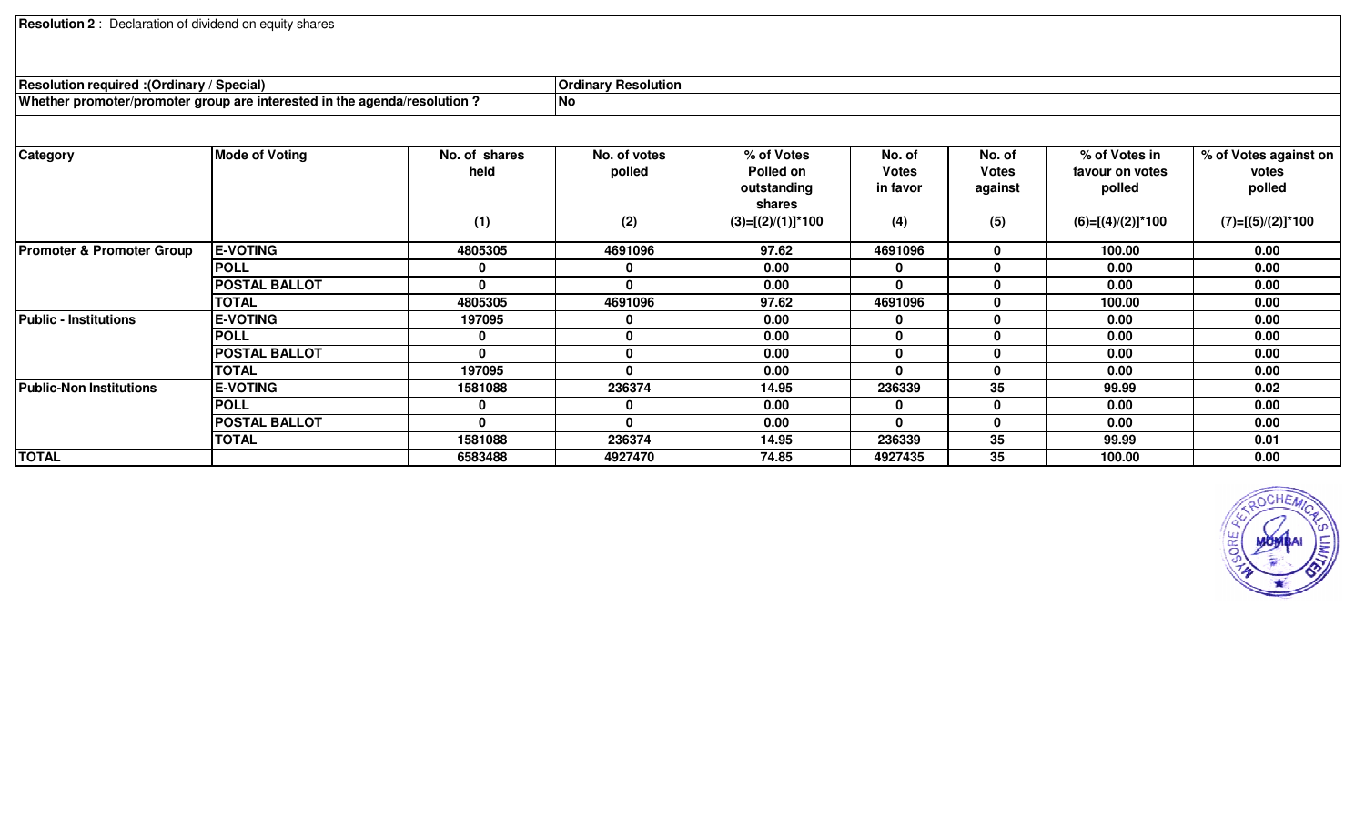**Resolution 2** : Declaration of dividend on equity shares

| Resolution required :(Ordinary / Special) | Ordinary Resolution |
|---|---|
| Whether promoter/promoter group are interested in the agenda/resolution ? | No |

| Category | Mode of Voting | No. of shares held (1) | No. of votes polled (2) | % of Votes Polled on outstanding shares (3)=[(2)/(1)]*100 | No. of Votes in favor (4) | No. of Votes against (5) | % of Votes in favour on votes polled (6)=[(4)/(2)]*100 | % of Votes against on votes polled (7)=[(5)/(2)]*100 |
|---|---|---|---|---|---|---|---|---|
| Promoter & Promoter Group | E-VOTING | 4805305 | 4691096 | 97.62 | 4691096 | 0 | 100.00 | 0.00 |
| | POLL | 0 | 0 | 0.00 | 0 | 0 | 0.00 | 0.00 |
| | POSTAL BALLOT | 0 | 0 | 0.00 | 0 | 0 | 0.00 | 0.00 |
| | TOTAL | 4805305 | 4691096 | 97.62 | 4691096 | 0 | 100.00 | 0.00 |
| Public - Institutions | E-VOTING | 197095 | 0 | 0.00 | 0 | 0 | 0.00 | 0.00 |
| | POLL | 0 | 0 | 0.00 | 0 | 0 | 0.00 | 0.00 |
| | POSTAL BALLOT | 0 | 0 | 0.00 | 0 | 0 | 0.00 | 0.00 |
| | TOTAL | 197095 | 0 | 0.00 | 0 | 0 | 0.00 | 0.00 |
| Public-Non Institutions | E-VOTING | 1581088 | 236374 | 14.95 | 236339 | 35 | 99.99 | 0.02 |
| | POLL | 0 | 0 | 0.00 | 0 | 0 | 0.00 | 0.00 |
| | POSTAL BALLOT | 0 | 0 | 0.00 | 0 | 0 | 0.00 | 0.00 |
| | TOTAL | 1581088 | 236374 | 14.95 | 236339 | 35 | 99.99 | 0.01 |
| TOTAL | | 6583488 | 4927470 | 74.85 | 4927435 | 35 | 100.00 | 0.00 |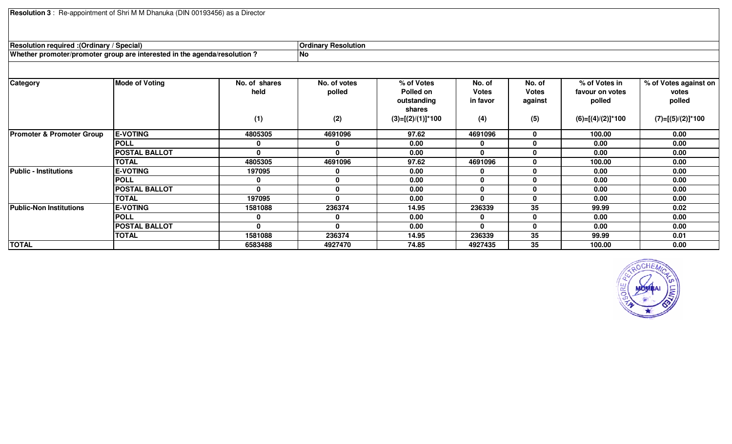**Resolution 3** : Re-appointment of Shri M M Dhanuka (DIN 00193456) as a Director

| **Resolution required :(Ordinary / Special)** | **Ordinary Resolution** |
|---|---|
| **Whether promoter/promoter group are interested in the agenda/resolution ?** | **No** |

| Category | Mode of Voting | No. of shares held (1) | No. of votes polled (2) | % of Votes Polled on outstanding shares (3)=[(2)/(1)]*100 | No. of Votes in favor (4) | No. of Votes against (5) | % of Votes in favour on votes polled (6)=[(4)/(2)]*100 | % of Votes against on votes polled (7)=[(5)/(2)]*100 |
|---|---|---|---|---|---|---|---|---|
| **Promoter & Promoter Group** | **E-VOTING** | 4805305 | 4691096 | 97.62 | 4691096 | 0 | 100.00 | 0.00 |
| | **POLL** | 0 | 0 | 0.00 | 0 | 0 | 0.00 | 0.00 |
| | **POSTAL BALLOT** | 0 | 0 | 0.00 | 0 | 0 | 0.00 | 0.00 |
| | **TOTAL** | 4805305 | 4691096 | 97.62 | 4691096 | 0 | 100.00 | 0.00 |
| **Public - Institutions** | **E-VOTING** | 197095 | 0 | 0.00 | 0 | 0 | 0.00 | 0.00 |
| | **POLL** | 0 | 0 | 0.00 | 0 | 0 | 0.00 | 0.00 |
| | **POSTAL BALLOT** | 0 | 0 | 0.00 | 0 | 0 | 0.00 | 0.00 |
| | **TOTAL** | 197095 | 0 | 0.00 | 0 | 0 | 0.00 | 0.00 |
| **Public-Non Institutions** | **E-VOTING** | 1581088 | 236374 | 14.95 | 236339 | 35 | 99.99 | 0.02 |
| | **POLL** | 0 | 0 | 0.00 | 0 | 0 | 0.00 | 0.00 |
| | **POSTAL BALLOT** | 0 | 0 | 0.00 | 0 | 0 | 0.00 | 0.00 |
| | **TOTAL** | 1581088 | 236374 | 14.95 | 236339 | 35 | 99.99 | 0.01 |
| **TOTAL** | | 6583488 | 4927470 | 74.85 | 4927435 | 35 | 100.00 | 0.00 |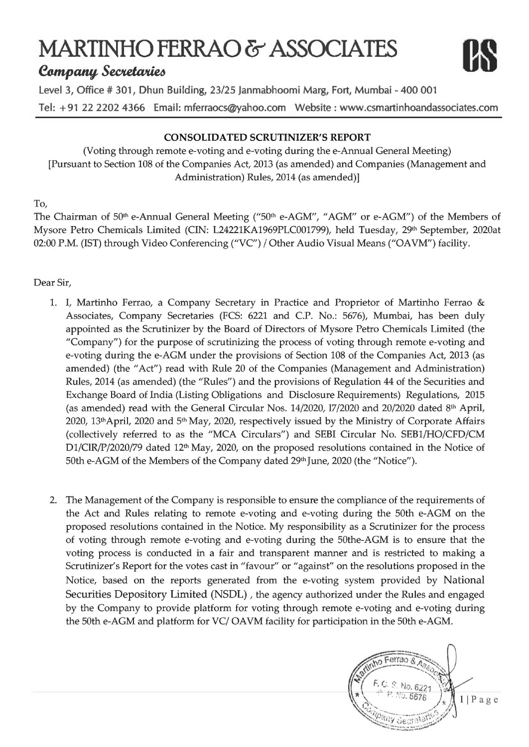# MARTINHO FERRAO & ASSOCIATES

***Company Secretaries***

Level 3, Office # 301, Dhun Building, 23/25 Janmabhoomi Marg, Fort, Mumbai - 400 001

Tel: +91 22 2202 4366 Email: mferraocs@yahoo.com Website : www.csmartinhoandassociates.com

**CONSOLIDATED SCRUTINIZER'S REPORT**

(Voting through remote e-voting and e-voting during the e-Annual General Meeting)
[Pursuant to Section 108 of the Companies Act, 2013 (as amended) and Companies (Management and Administration) Rules, 2014 (as amended)]

To,

The Chairman of 50th e-Annual General Meeting ("50th e-AGM", "AGM" or e-AGM") of the Members of Mysore Petro Chemicals Limited (CIN: L24221KA1969PLC001799), held Tuesday, 29th September, 2020at 02:00 P.M. (IST) through Video Conferencing ("VC") / Other Audio Visual Means ("OAVM") facility.

Dear Sir,

1. I, Martinho Ferrao, a Company Secretary in Practice and Proprietor of Martinho Ferrao & Associates, Company Secretaries (FCS: 6221 and C.P. No.: 5676), Mumbai, has been duly appointed as the Scrutinizer by the Board of Directors of Mysore Petro Chemicals Limited (the "Company") for the purpose of scrutinizing the process of voting through remote e-voting and e-voting during the e-AGM under the provisions of Section 108 of the Companies Act, 2013 (as amended) (the "Act") read with Rule 20 of the Companies (Management and Administration) Rules, 2014 (as amended) (the "Rules") and the provisions of Regulation 44 of the Securities and Exchange Board of India (Listing Obligations and Disclosure Requirements) Regulations, 2015 (as amended) read with the General Circular Nos. 14/2020, 17/2020 and 20/2020 dated 8th April, 2020, 13thApril, 2020 and 5th May, 2020, respectively issued by the Ministry of Corporate Affairs (collectively referred to as the "MCA Circulars") and SEBI Circular No. SEB1/HO/CFD/CM D1/CIR/P/2020/79 dated 12th May, 2020, on the proposed resolutions contained in the Notice of 50th e-AGM of the Members of the Company dated 29th June, 2020 (the "Notice").

2. The Management of the Company is responsible to ensure the compliance of the requirements of the Act and Rules relating to remote e-voting and e-voting during the 50th e-AGM on the proposed resolutions contained in the Notice. My responsibility as a Scrutinizer for the process of voting through remote e-voting and e-voting during the 50the-AGM is to ensure that the voting process is conducted in a fair and transparent manner and is restricted to making a Scrutinizer's Report for the votes cast in "favour" or "against" on the resolutions proposed in the Notice, based on the reports generated from the e-voting system provided by National Securities Depository Limited (NSDL) , the agency authorized under the Rules and engaged by the Company to provide platform for voting through remote e-voting and e-voting during the 50th e-AGM and platform for VC/ OAVM facility for participation in the 50th e-AGM.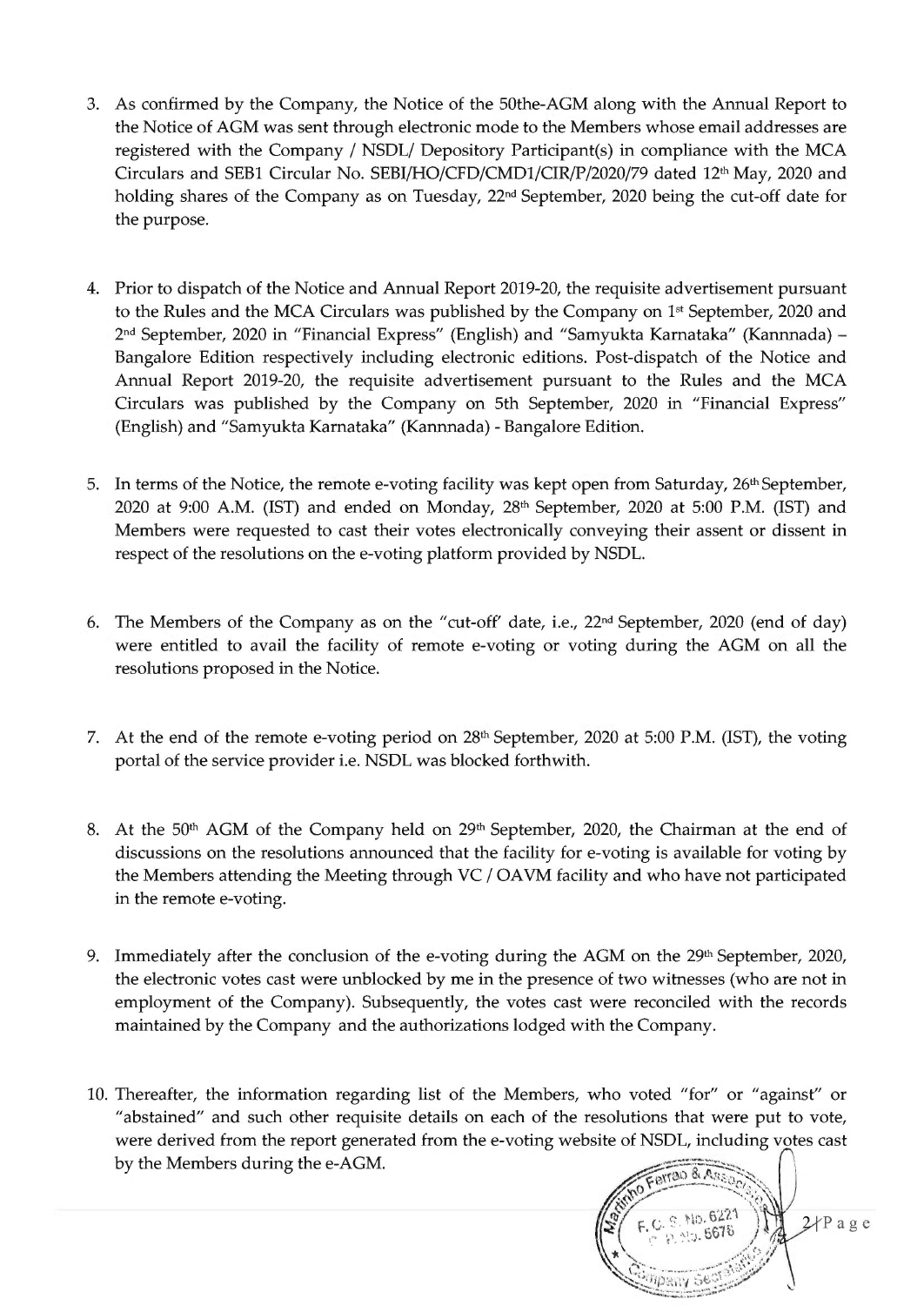3. As confirmed by the Company, the Notice of the 50the-AGM along with the Annual Report to the Notice of AGM was sent through electronic mode to the Members whose email addresses are registered with the Company / NSDL/ Depository Participant(s) in compliance with the MCA Circulars and SEB1 Circular No. SEBI/HO/CFD/CMD1/CIR/P/2020/79 dated 12th May, 2020 and holding shares of the Company as on Tuesday, 22nd September, 2020 being the cut-off date for the purpose.

4. Prior to dispatch of the Notice and Annual Report 2019-20, the requisite advertisement pursuant to the Rules and the MCA Circulars was published by the Company on 1st September, 2020 and 2nd September, 2020 in "Financial Express" (English) and "Samyukta Karnataka" (Kannnada) – Bangalore Edition respectively including electronic editions. Post-dispatch of the Notice and Annual Report 2019-20, the requisite advertisement pursuant to the Rules and the MCA Circulars was published by the Company on 5th September, 2020 in "Financial Express" (English) and "Samyukta Karnataka" (Kannnada) - Bangalore Edition.

5. In terms of the Notice, the remote e-voting facility was kept open from Saturday, 26th September, 2020 at 9:00 A.M. (IST) and ended on Monday, 28th September, 2020 at 5:00 P.M. (IST) and Members were requested to cast their votes electronically conveying their assent or dissent in respect of the resolutions on the e-voting platform provided by NSDL.

6. The Members of the Company as on the "cut-off' date, i.e., 22nd September, 2020 (end of day) were entitled to avail the facility of remote e-voting or voting during the AGM on all the resolutions proposed in the Notice.

7. At the end of the remote e-voting period on 28th September, 2020 at 5:00 P.M. (IST), the voting portal of the service provider i.e. NSDL was blocked forthwith.

8. At the 50th AGM of the Company held on 29th September, 2020, the Chairman at the end of discussions on the resolutions announced that the facility for e-voting is available for voting by the Members attending the Meeting through VC / OAVM facility and who have not participated in the remote e-voting.

9. Immediately after the conclusion of the e-voting during the AGM on the 29th September, 2020, the electronic votes cast were unblocked by me in the presence of two witnesses (who are not in employment of the Company). Subsequently, the votes cast were reconciled with the records maintained by the Company and the authorizations lodged with the Company.

10. Thereafter, the information regarding list of the Members, who voted "for" or "against" or "abstained" and such other requisite details on each of the resolutions that were put to vote, were derived from the report generated from the e-voting website of NSDL, including votes cast by the Members during the e-AGM.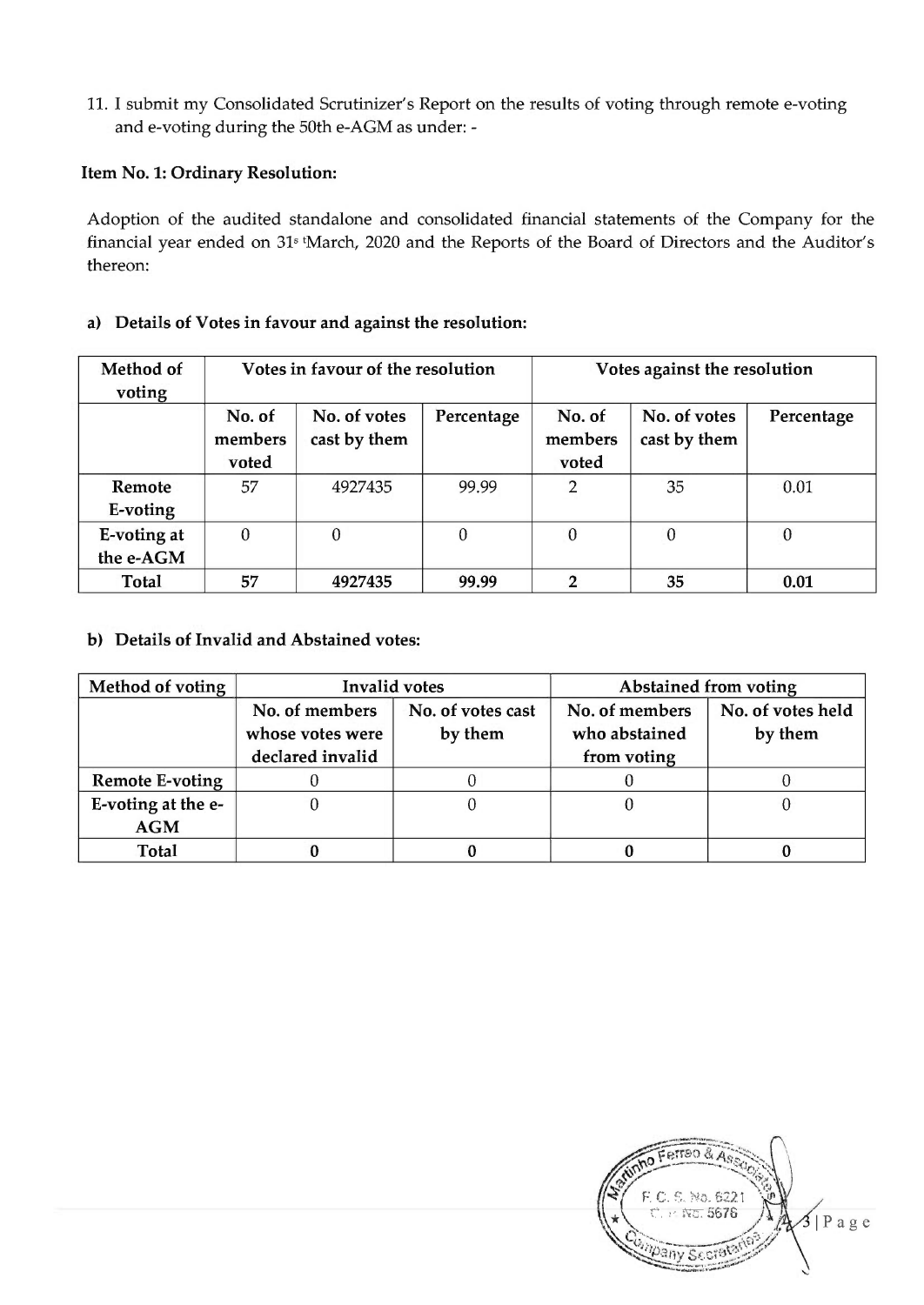11. I submit my Consolidated Scrutinizer's Report on the results of voting through remote e-voting and e-voting during the 50th e-AGM as under: -

**Item No. 1: Ordinary Resolution:**

Adoption of the audited standalone and consolidated financial statements of the Company for the financial year ended on 31st March, 2020 and the Reports of the Board of Directors and the Auditor's thereon:

**a) Details of Votes in favour and against the resolution:**

| Method of voting | Votes in favour of the resolution | | | Votes against the resolution | | |
|---|---|---|---|---|---|---|
| | No. of members voted | No. of votes cast by them | Percentage | No. of members voted | No. of votes cast by them | Percentage |
| **Remote E-voting** | 57 | 4927435 | 99.99 | 2 | 35 | 0.01 |
| **E-voting at the e-AGM** | 0 | 0 | 0 | 0 | 0 | 0 |
| **Total** | **57** | **4927435** | **99.99** | **2** | **35** | **0.01** |

**b) Details of Invalid and Abstained votes:**

| Method of voting | Invalid votes | | Abstained from voting | |
|---|---|---|---|---|
| | No. of members whose votes were declared invalid | No. of votes cast by them | No. of members who abstained from voting | No. of votes held by them |
| **Remote E-voting** | 0 | 0 | 0 | 0 |
| **E-voting at the e-AGM** | 0 | 0 | 0 | 0 |
| **Total** | **0** | **0** | **0** | **0** |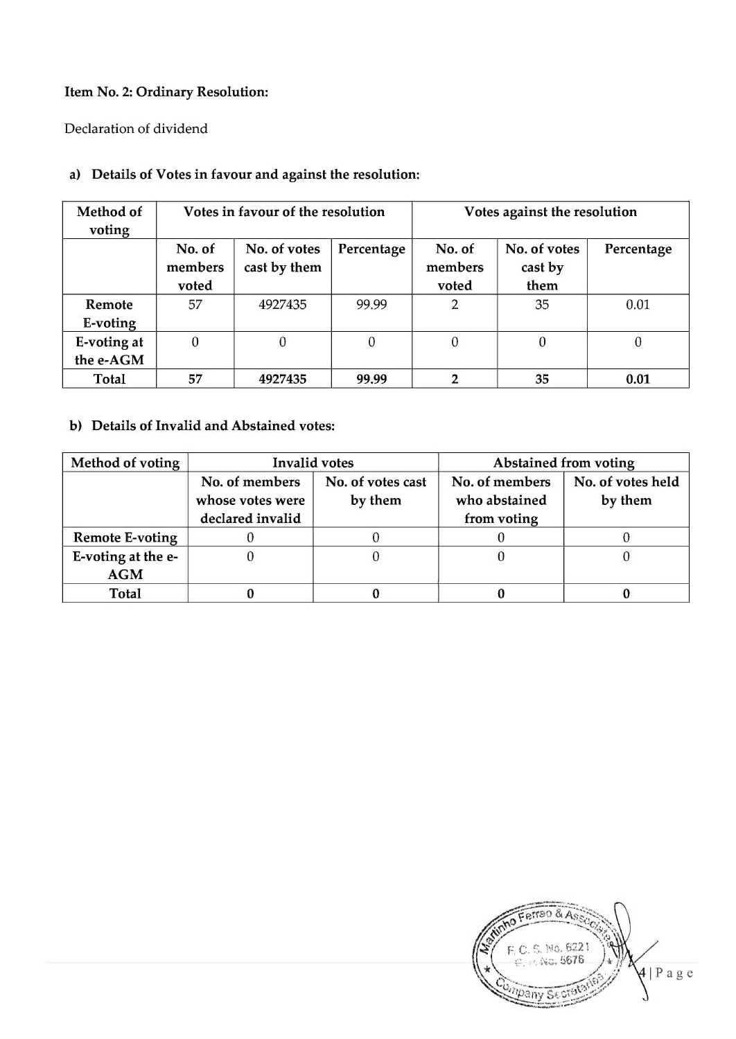**Item No. 2: Ordinary Resolution:**

Declaration of dividend

**a) Details of Votes in favour and against the resolution:**

| Method of voting | Votes in favour of the resolution | | | Votes against the resolution | | |
|---|---|---|---|---|---|---|
| | No. of members voted | No. of votes cast by them | Percentage | No. of members voted | No. of votes cast by them | Percentage |
| Remote E-voting | 57 | 4927435 | 99.99 | 2 | 35 | 0.01 |
| E-voting at the e-AGM | 0 | 0 | 0 | 0 | 0 | 0 |
| **Total** | **57** | **4927435** | **99.99** | **2** | **35** | **0.01** |

**b) Details of Invalid and Abstained votes:**

| Method of voting | Invalid votes | | Abstained from voting | |
|---|---|---|---|---|
| | No. of members whose votes were declared invalid | No. of votes cast by them | No. of members who abstained from voting | No. of votes held by them |
| Remote E-voting | 0 | 0 | 0 | 0 |
| E-voting at the e-AGM | 0 | 0 | 0 | 0 |
| **Total** | **0** | **0** | **0** | **0** |

Martinho Ferrao & Associates
F. C. S. No. 6221
C. P. No. 5676
Company Secretaries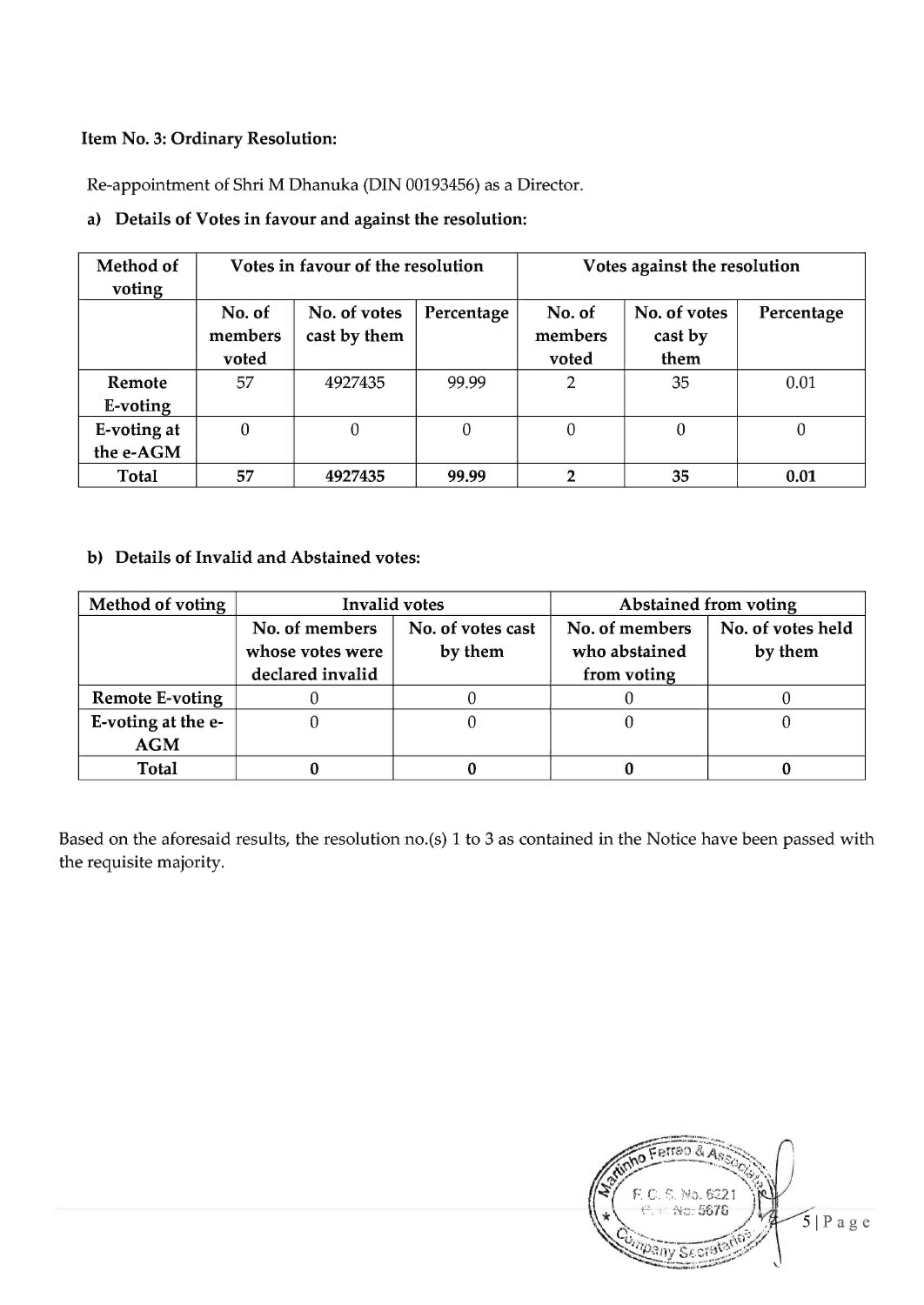**Item No. 3: Ordinary Resolution:**

Re-appointment of Shri M Dhanuka (DIN 00193456) as a Director.

**a) Details of Votes in favour and against the resolution:**

| Method of voting | Votes in favour of the resolution | | | Votes against the resolution | | |
|---|---|---|---|---|---|---|
| | No. of members voted | No. of votes cast by them | Percentage | No. of members voted | No. of votes cast by them | Percentage |
| Remote E-voting | 57 | 4927435 | 99.99 | 2 | 35 | 0.01 |
| E-voting at the e-AGM | 0 | 0 | 0 | 0 | 0 | 0 |
| **Total** | **57** | **4927435** | **99.99** | **2** | **35** | **0.01** |

**b) Details of Invalid and Abstained votes:**

| Method of voting | Invalid votes | | Abstained from voting | |
|---|---|---|---|---|
| | No. of members whose votes were declared invalid | No. of votes cast by them | No. of members who abstained from voting | No. of votes held by them |
| Remote E-voting | 0 | 0 | 0 | 0 |
| E-voting at the e-AGM | 0 | 0 | 0 | 0 |
| **Total** | **0** | **0** | **0** | **0** |

Based on the aforesaid results, the resolution no.(s) 1 to 3 as contained in the Notice have been passed with the requisite majority.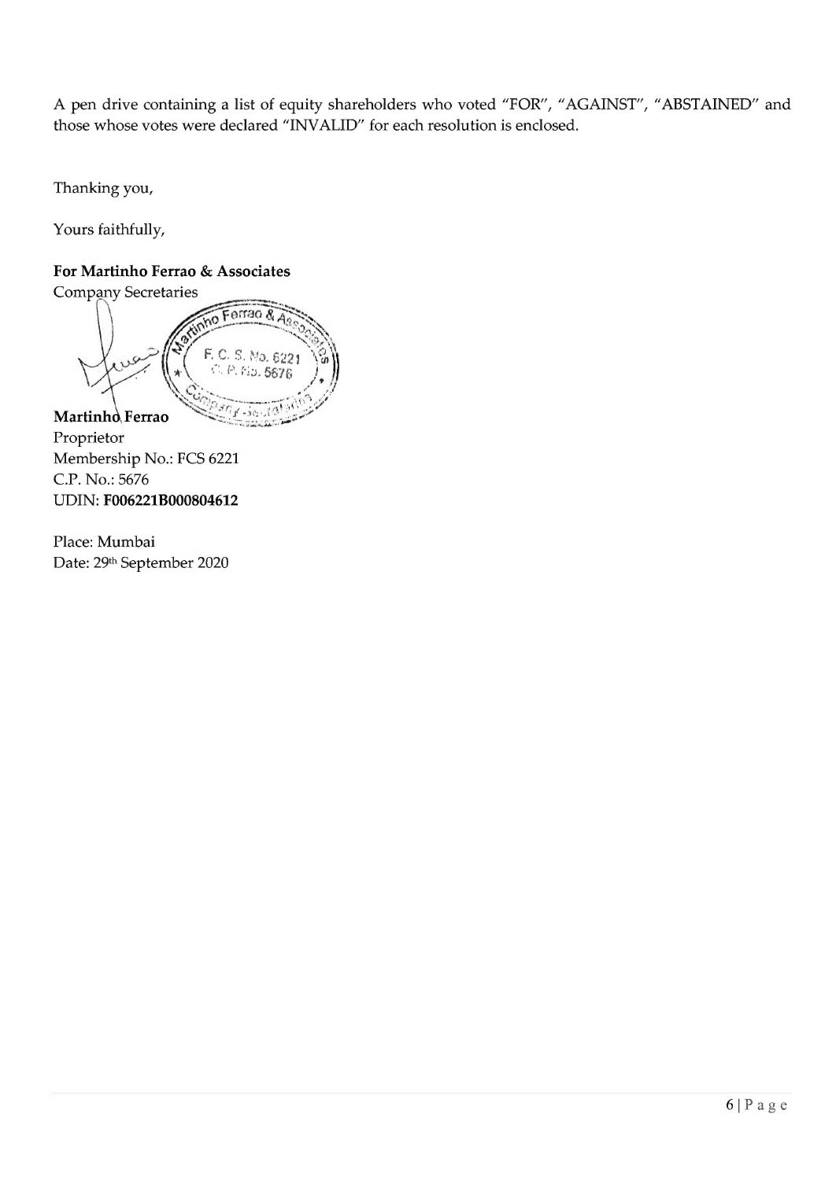A pen drive containing a list of equity shareholders who voted "FOR", "AGAINST", "ABSTAINED" and those whose votes were declared "INVALID" for each resolution is enclosed.

Thanking you,

Yours faithfully,

**For Martinho Ferrao & Associates**
Company Secretaries

**Martinho Ferrao**
Proprietor
Membership No.: FCS 6221
C.P. No.: 5676
UDIN: **F006221B000804612**

Place: Mumbai
Date: 29th September 2020